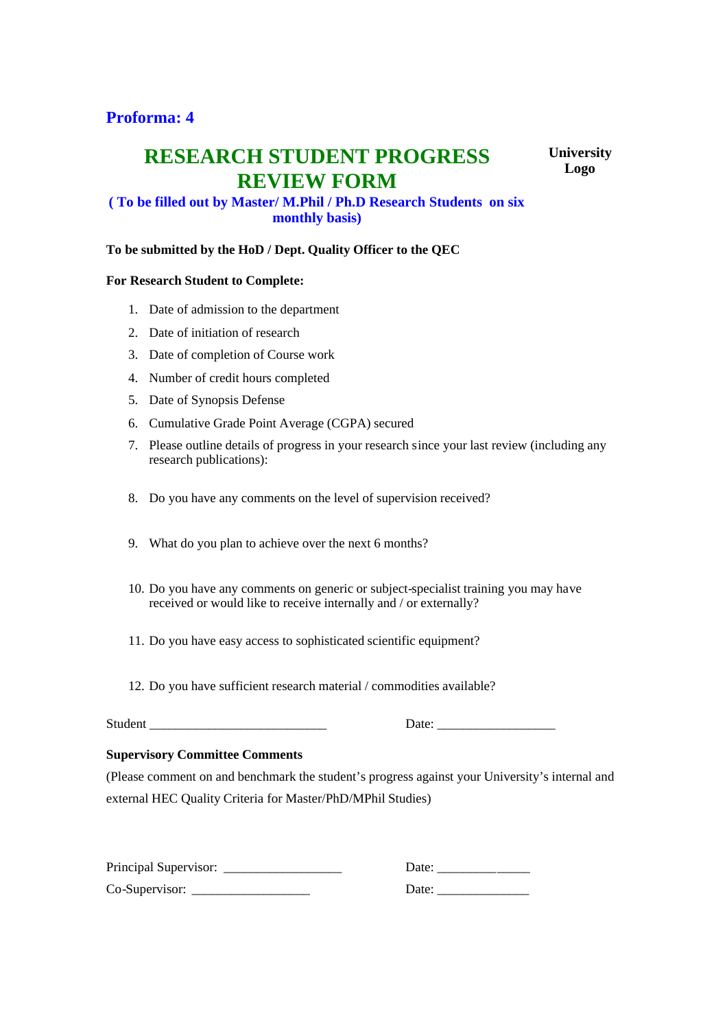**Proforma: 4**

# RESEARCH STUDENT PROGRESS REVIEW FORM

**University Logo**

**( To be filled out by Master/ M.Phil / Ph.D Research Students on six monthly basis)**

**To be submitted by the HoD / Dept. Quality Officer to the QEC**

**For Research Student to Complete:**

1. Date of admission to the department
2. Date of initiation of research
3. Date of completion of Course work
4. Number of credit hours completed
5. Date of Synopsis Defense
6. Cumulative Grade Point Average (CGPA) secured
7. Please outline details of progress in your research since your last review (including any research publications):
8. Do you have any comments on the level of supervision received?
9. What do you plan to achieve over the next 6 months?
10. Do you have any comments on generic or subject-specialist training you may have received or would like to receive internally and / or externally?
11. Do you have easy access to sophisticated scientific equipment?
12. Do you have sufficient research material / commodities available?

Student ___________________________ Date: __________________

**Supervisory Committee Comments**

(Please comment on and benchmark the student's progress against your University's internal and external HEC Quality Criteria for Master/PhD/MPhil Studies)

Principal Supervisor: __________________ Date: ______________

Co-Supervisor: __________________ Date: ______________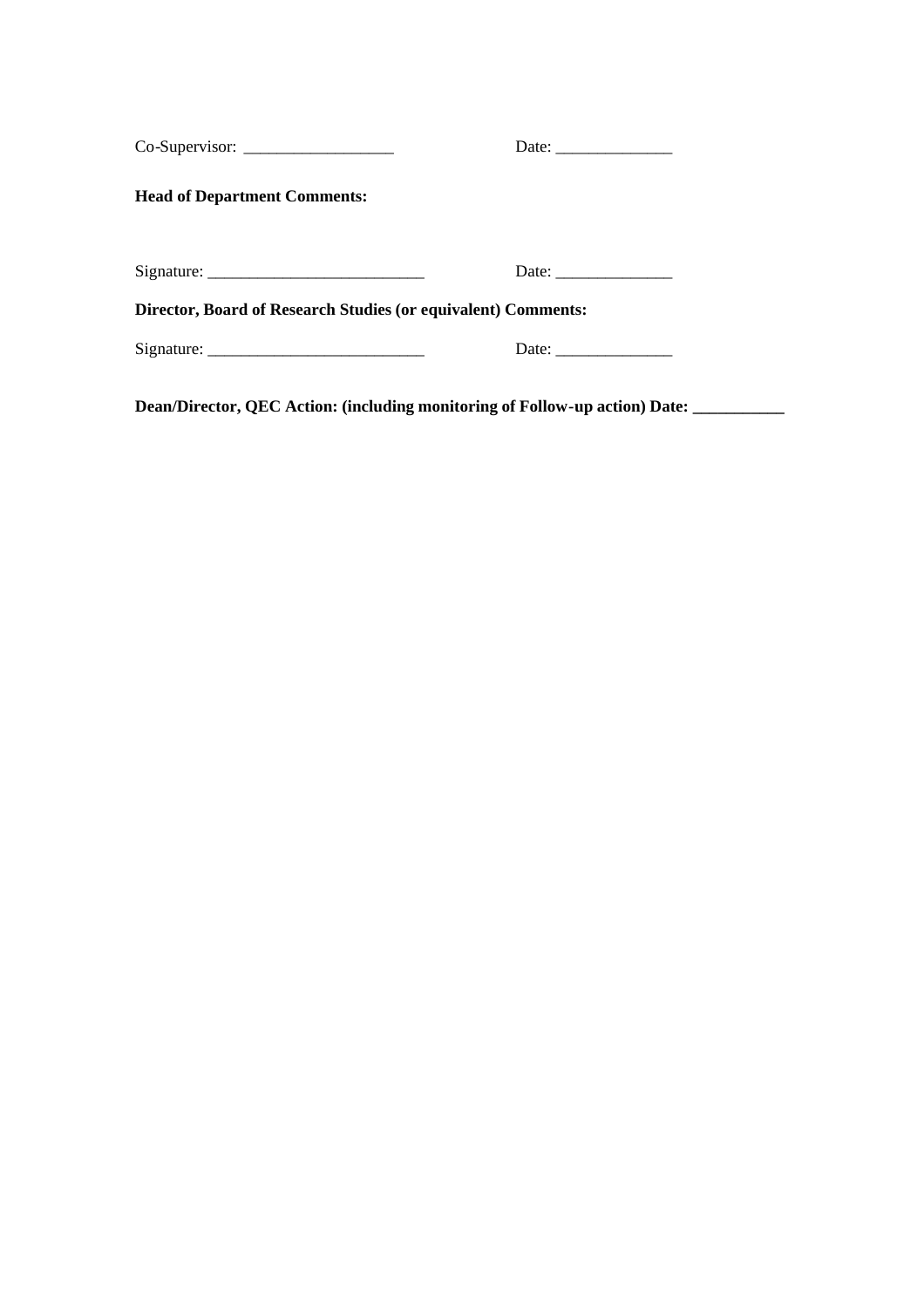Co-Supervisor: _________________ Date: ______________

**Head of Department Comments:**

Signature: __________________________ Date: ______________

**Director, Board of Research Studies (or equivalent) Comments:**

Signature: __________________________ Date: ______________

**Dean/Director, QEC Action: (including monitoring of Follow-up action) Date: ___________**